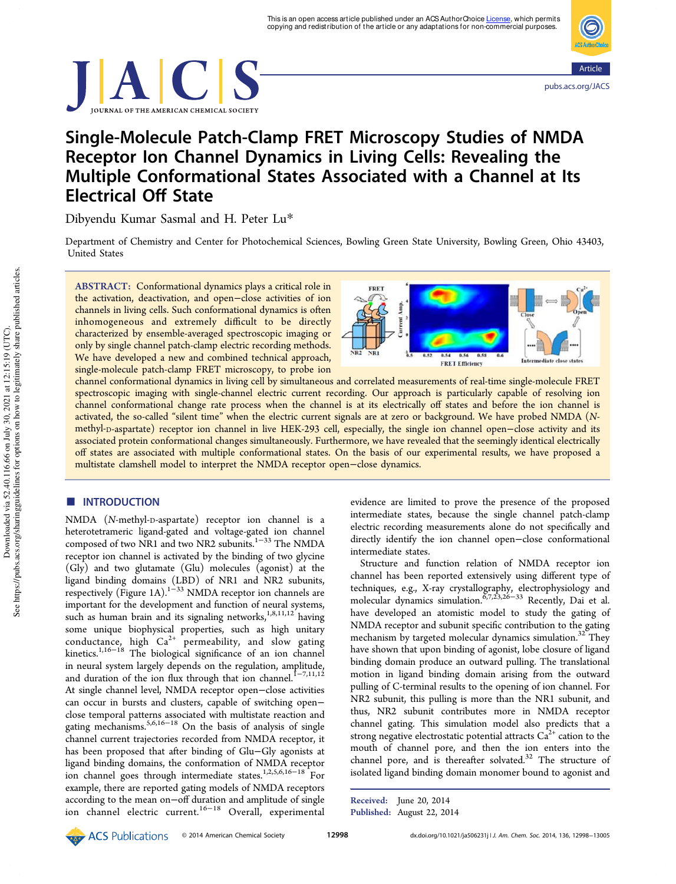# Single-Molecule Patch-Clamp FRET Microscopy Studies of NMDA Receptor Ion Channel Dynamics in Living Cells: Revealing the Multiple Conformational States Associated with a Channel at Its Electrical Off State

Dibyendu Kumar Sasmal and H. Peter Lu*

Department of Chemistry and Center for Photochemical Sciences, Bowling Green State University, Bowling Green, Ohio 43403, United States

**ABSTRACT:** Conformational dynamics plays a critical role in the activation, deactivation, and open−close activities of ion channels in living cells. Such conformational dynamics is often inhomogeneous and extremely difficult to be directly characterized by ensemble-averaged spectroscopic imaging or only by single channel patch-clamp electric recording methods. We have developed a new and combined technical approach, single-molecule patch-clamp FRET microscopy, to probe ion channel conformational dynamics in living cell by simultaneous and correlated measurements of real-time single-molecule FRET spectroscopic imaging with single-channel electric current recording. Our approach is particularly capable of resolving ion channel conformational change rate process when the channel is at its electrically off states and before the ion channel is activated, the so-called "silent time" when the electric current signals are at zero or background. We have probed NMDA (*N*-methyl-D-aspartate) receptor ion channel in live HEK-293 cell, especially, the single ion channel open−close activity and its associated protein conformational changes simultaneously. Furthermore, we have revealed that the seemingly identical electrically off states are associated with multiple conformational states. On the basis of our experimental results, we have proposed a multistate clamshell model to interpret the NMDA receptor open−close dynamics.

## ■ INTRODUCTION

NMDA (*N*-methyl-D-aspartate) receptor ion channel is a heterotetrameric ligand-gated and voltage-gated ion channel composed of two NR1 and two NR2 subunits.[1−33] The NMDA receptor ion channel is activated by the binding of two glycine (Gly) and two glutamate (Glu) molecules (agonist) at the ligand binding domains (LBD) of NR1 and NR2 subunits, respectively (Figure 1A).[1−33] NMDA receptor ion channels are important for the development and function of neural systems, such as human brain and its signaling networks,[1,8,11,12] having some unique biophysical properties, such as high unitary conductance, high $Ca^{2+}$ permeability, and slow gating kinetics.[1,16−18] The biological significance of an ion channel in neural system largely depends on the regulation, amplitude, and duration of the ion flux through that ion channel.[1−7,11,12] At single channel level, NMDA receptor open−close activities can occur in bursts and clusters, capable of switching open−close temporal patterns associated with multistate reaction and gating mechanisms.[5,6,16−18] On the basis of analysis of single channel current trajectories recorded from NMDA receptor, it has been proposed that after binding of Glu−Gly agonists at ligand binding domains, the conformation of NMDA receptor ion channel goes through intermediate states.[1,2,5,6,16−18] For example, there are reported gating models of NMDA receptors according to the mean on−off duration and amplitude of single ion channel electric current.[16−18] Overall, experimental evidence are limited to prove the presence of the proposed intermediate states, because the single channel patch-clamp electric recording measurements alone do not specifically and directly identify the ion channel open−close conformational intermediate states.

Structure and function relation of NMDA receptor ion channel has been reported extensively using different type of techniques, e.g., X-ray crystallography, electrophysiology and molecular dynamics simulation.[6,7,23,26−33] Recently, Dai et al. have developed an atomistic model to study the gating of NMDA receptor and subunit specific contribution to the gating mechanism by targeted molecular dynamics simulation.[32] They have shown that upon binding of agonist, lobe closure of ligand binding domain produce an outward pulling. The translational motion in ligand binding domain arising from the outward pulling of C-terminal results to the opening of ion channel. For NR2 subunit, this pulling is more than the NR1 subunit, and thus, NR2 subunit contributes more in NMDA receptor channel gating. This simulation model also predicts that a strong negative electrostatic potential attracts $Ca^{2+}$ cation to the mouth of channel pore, and then the ion enters into the channel pore, and is thereafter solvated.[32] The structure of isolated ligand binding domain monomer bound to agonist and

**Received:** June 20, 2014
**Published:** August 22, 2014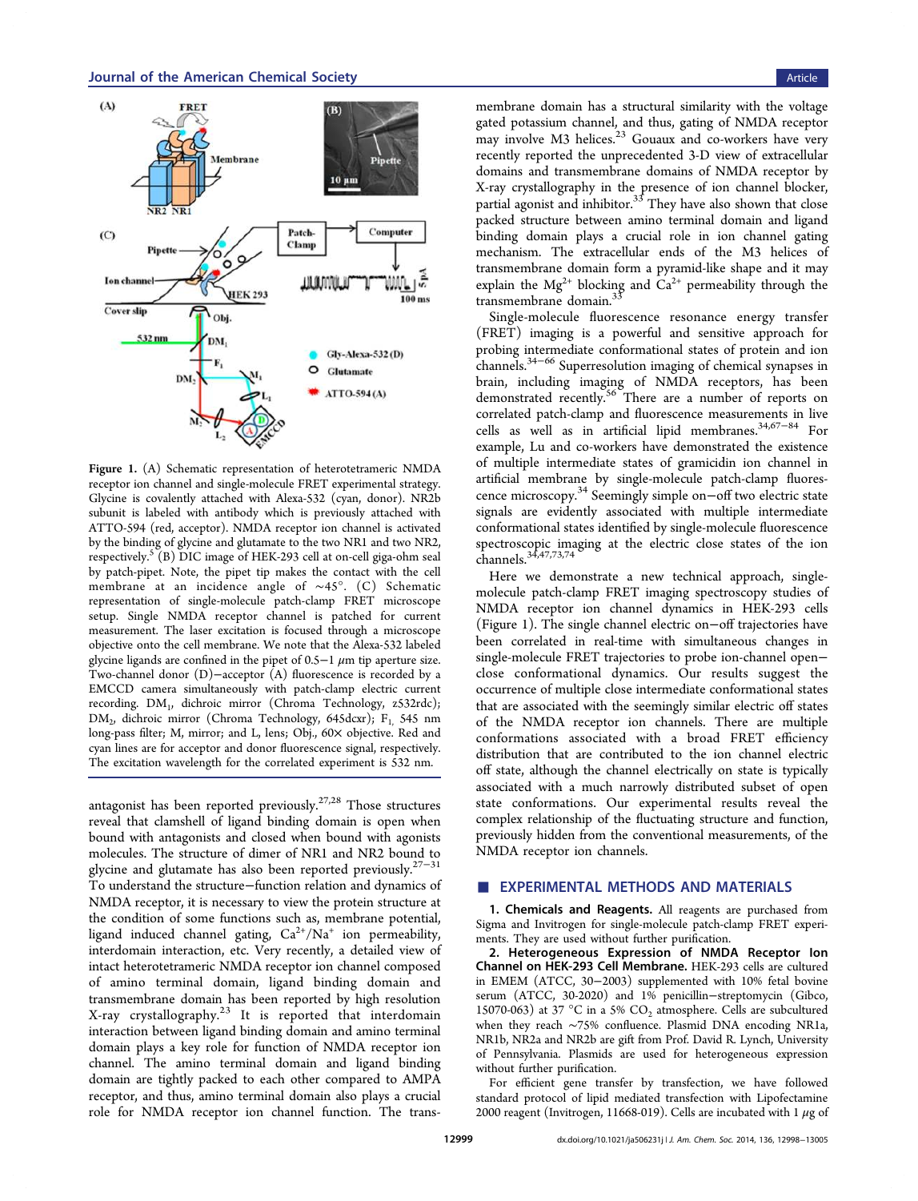Figure 1. (A) Schematic representation of heterotetrameric NMDA receptor ion channel and single-molecule FRET experimental strategy. Glycine is covalently attached with Alexa-532 (cyan, donor). NR2b subunit is labeled with antibody which is previously attached with ATTO-594 (red, acceptor). NMDA receptor ion channel is activated by the binding of glycine and glutamate to the two NR1 and two NR2, respectively.[5] (B) DIC image of HEK-293 cell at on-cell giga-ohm seal by patch-pipet. Note, the pipet tip makes the contact with the cell membrane at an incidence angle of ~45°. (C) Schematic representation of single-molecule patch-clamp FRET microscope setup. Single NMDA receptor channel is patched for current measurement. The laser excitation is focused through a microscope objective onto the cell membrane. We note that the Alexa-532 labeled glycine ligands are confined in the pipet of 0.5−1 $\mu$m tip aperture size. Two-channel donor (D)−acceptor (A) fluorescence is recorded by a EMCCD camera simultaneously with patch-clamp electric current recording. $DM_1$, dichroic mirror (Chroma Technology, z532rdc); $DM_2$, dichroic mirror (Chroma Technology, 645dcxr); $F_1$, 545 nm long-pass filter; M, mirror; and L, lens; Obj., 60× objective. Red and cyan lines are for acceptor and donor fluorescence signal, respectively. The excitation wavelength for the correlated experiment is 532 nm.

antagonist has been reported previously.[27,28] Those structures reveal that clamshell of ligand binding domain is open when bound with antagonists and closed when bound with agonists molecules. The structure of dimer of NR1 and NR2 bound to glycine and glutamate has also been reported previously.[27−31] To understand the structure−function relation and dynamics of NMDA receptor, it is necessary to view the protein structure at the condition of some functions such as, membrane potential, ligand induced channel gating, $Ca^{2+}$/$Na^{+}$ ion permeability, interdomain interaction, etc. Very recently, a detailed view of intact heterotetrameric NMDA receptor ion channel composed of amino terminal domain, ligand binding domain and transmembrane domain has been reported by high resolution X-ray crystallography.[23] It is reported that interdomain interaction between ligand binding domain and amino terminal domain plays a key role for function of NMDA receptor ion channel. The amino terminal domain and ligand binding domain are tightly packed to each other compared to AMPA receptor, and thus, amino terminal domain also plays a crucial role for NMDA receptor ion channel function. The transmembrane domain has a structural similarity with the voltage gated potassium channel, and thus, gating of NMDA receptor may involve M3 helices.[23] Gouaux and co-workers have very recently reported the unprecedented 3-D view of extracellular domains and transmembrane domains of NMDA receptor by X-ray crystallography in the presence of ion channel blocker, partial agonist and inhibitor.[33] They have also shown that close packed structure between amino terminal domain and ligand binding domain plays a crucial role in ion channel gating mechanism. The extracellular ends of the M3 helices of transmembrane domain form a pyramid-like shape and it may explain the $Mg^{2+}$ blocking and $Ca^{2+}$ permeability through the transmembrane domain.[33]

Single-molecule fluorescence resonance energy transfer (FRET) imaging is a powerful and sensitive approach for probing intermediate conformational states of protein and ion channels.[34−66] Superresolution imaging of chemical synapses in brain, including imaging of NMDA receptors, has been demonstrated recently.[56] There are a number of reports on correlated patch-clamp and fluorescence measurements in live cells as well as in artificial lipid membranes.[34,67−84] For example, Lu and co-workers have demonstrated the existence of multiple intermediate states of gramicidin ion channel in artificial membrane by single-molecule patch-clamp fluorescence microscopy.[34] Seemingly simple on−off two electric state signals are evidently associated with multiple intermediate conformational states identified by single-molecule fluorescence spectroscopic imaging at the electric close states of the ion channels.[34,47,73,74]

Here we demonstrate a new technical approach, single-molecule patch-clamp FRET imaging spectroscopy studies of NMDA receptor ion channel dynamics in HEK-293 cells (Figure 1). The single channel electric on−off trajectories have been correlated in real-time with simultaneous changes in single-molecule FRET trajectories to probe ion-channel open−close conformational dynamics. Our results suggest the occurrence of multiple close intermediate conformational states that are associated with the seemingly similar electric off states of the NMDA receptor ion channels. There are multiple conformations associated with a broad FRET efficiency distribution that are contributed to the ion channel electric off state, although the channel electrically on state is typically associated with a much narrowly distributed subset of open state conformations. Our experimental results reveal the complex relationship of the fluctuating structure and function, previously hidden from the conventional measurements, of the NMDA receptor ion channels.

## ■ EXPERIMENTAL METHODS AND MATERIALS

**1. Chemicals and Reagents.** All reagents are purchased from Sigma and Invitrogen for single-molecule patch-clamp FRET experiments. They are used without further purification.

**2. Heterogeneous Expression of NMDA Receptor Ion Channel on HEK-293 Cell Membrane.** HEK-293 cells are cultured in EMEM (ATCC, 30−2003) supplemented with 10% fetal bovine serum (ATCC, 30-2020) and 1% penicillin−streptomycin (Gibco, 15070-063) at 37 °C in a 5% $CO_2$ atmosphere. Cells are subcultured when they reach ~75% confluence. Plasmid DNA encoding NR1a, NR1b, NR2a and NR2b are gift from Prof. David R. Lynch, University of Pennsylvania. Plasmids are used for heterogeneous expression without further purification.

For efficient gene transfer by transfection, we have followed standard protocol of lipid mediated transfection with Lipofectamine 2000 reagent (Invitrogen, 11668-019). Cells are incubated with 1 $\mu$g of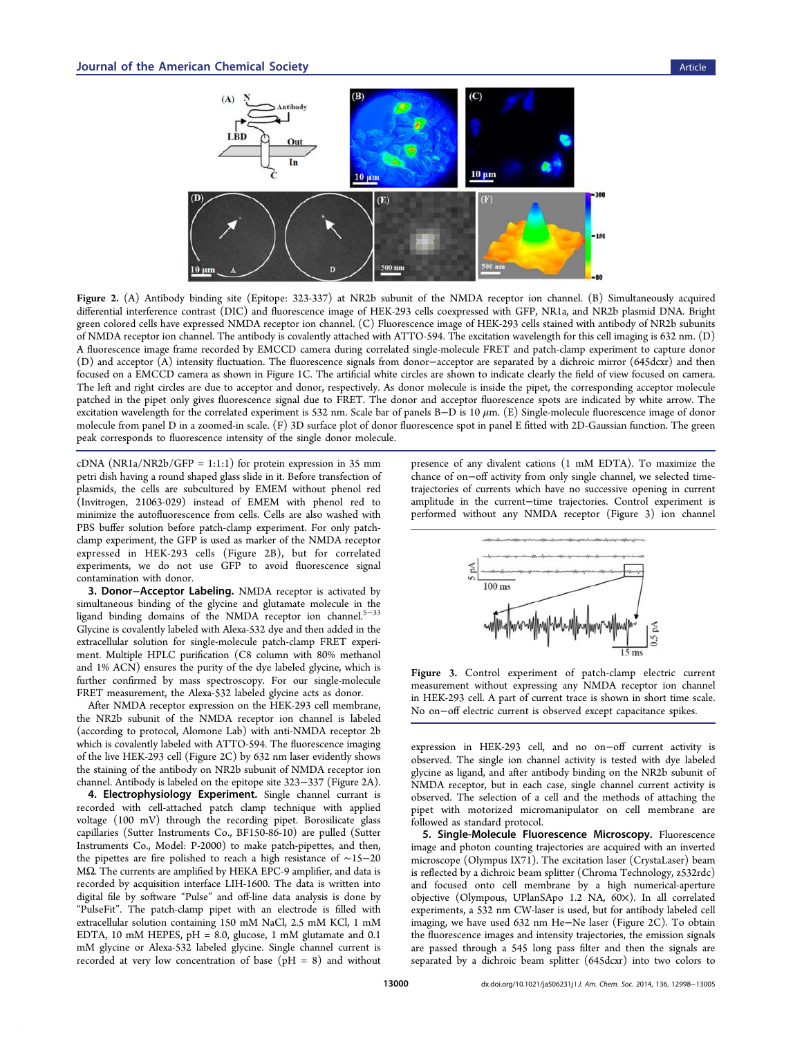Figure 2. (A) Antibody binding site (Epitope: 323-337) at NR2b subunit of the NMDA receptor ion channel. (B) Simultaneously acquired differential interference contrast (DIC) and fluorescence image of HEK-293 cells coexpressed with GFP, NR1a, and NR2b plasmid DNA. Bright green colored cells have expressed NMDA receptor ion channel. (C) Fluorescence image of HEK-293 cells stained with antibody of NR2b subunits of NMDA receptor ion channel. The antibody is covalently attached with ATTO-594. The excitation wavelength for this cell imaging is 632 nm. (D) A fluorescence image frame recorded by EMCCD camera during correlated single-molecule FRET and patch-clamp experiment to capture donor (D) and acceptor (A) intensity fluctuation. The fluorescence signals from donor−acceptor are separated by a dichroic mirror (645dcxr) and then focused on a EMCCD camera as shown in Figure 1C. The artificial white circles are shown to indicate clearly the field of view focused on camera. The left and right circles are due to acceptor and donor, respectively. As donor molecule is inside the pipet, the corresponding acceptor molecule patched in the pipet only gives fluorescence signal due to FRET. The donor and acceptor fluorescence spots are indicated by white arrow. The excitation wavelength for the correlated experiment is 532 nm. Scale bar of panels B−D is 10 $\mu$m. (E) Single-molecule fluorescence image of donor molecule from panel D in a zoomed-in scale. (F) 3D surface plot of donor fluorescence spot in panel E fitted with 2D-Gaussian function. The green peak corresponds to fluorescence intensity of the single donor molecule.

cDNA (NR1a/NR2b/GFP = 1:1:1) for protein expression in 35 mm petri dish having a round shaped glass slide in it. Before transfection of plasmids, the cells are subcultured by EMEM without phenol red (Invitrogen, 21063-029) instead of EMEM with phenol red to minimize the autofluorescence from cells. Cells are also washed with PBS buffer solution before patch-clamp experiment. For only patch-clamp experiment, the GFP is used as marker of the NMDA receptor expressed in HEK-293 cells (Figure 2B), but for correlated experiments, we do not use GFP to avoid fluorescence signal contamination with donor.

**3. Donor−Acceptor Labeling.** NMDA receptor is activated by simultaneous binding of the glycine and glutamate molecule in the ligand binding domains of the NMDA receptor ion channel.[5−33] Glycine is covalently labeled with Alexa-532 dye and then added in the extracellular solution for single-molecule patch-clamp FRET experiment. Multiple HPLC purification (C8 column with 80% methanol and 1% ACN) ensures the purity of the dye labeled glycine, which is further confirmed by mass spectroscopy. For our single-molecule FRET measurement, the Alexa-532 labeled glycine acts as donor.

After NMDA receptor expression on the HEK-293 cell membrane, the NR2b subunit of the NMDA receptor ion channel is labeled (according to protocol, Alomone Lab) with anti-NMDA receptor 2b which is covalently labeled with ATTO-594. The fluorescence imaging of the live HEK-293 cell (Figure 2C) by 632 nm laser evidently shows the staining of the antibody on NR2b subunit of NMDA receptor ion channel. Antibody is labeled on the epitope site 323−337 (Figure 2A).

**4. Electrophysiology Experiment.** Single channel current is recorded with cell-attached patch clamp technique with applied voltage (100 mV) through the recording pipet. Borosilicate glass capillaries (Sutter Instruments Co., BF150-86-10) are pulled (Sutter Instruments Co., Model: P-2000) to make patch-pipettes, and then, the pipettes are fire polished to reach a high resistance of ∼15−20 MΩ. The currents are amplified by HEKA EPC-9 amplifier, and data is recorded by acquisition interface LIH-1600. The data is written into digital file by software "Pulse" and off-line data analysis is done by "PulseFit". The patch-clamp pipet with an electrode is filled with extracellular solution containing 150 mM NaCl, 2.5 mM KCl, 1 mM EDTA, 10 mM HEPES, pH = 8.0, glucose, 1 mM glutamate and 0.1 mM glycine or Alexa-532 labeled glycine. Single channel current is recorded at very low concentration of base (pH = 8) and without presence of any divalent cations (1 mM EDTA). To maximize the chance of on−off activity from only single channel, we selected time-trajectories of currents which have no successive opening in current amplitude in the current−time trajectories. Control experiment is performed without any NMDA receptor (Figure 3) ion channel expression in HEK-293 cell, and no on−off current activity is observed. The single ion channel activity is tested with dye labeled glycine as ligand, and after antibody binding on the NR2b subunit of NMDA receptor, but in each case, single channel current activity is observed. The selection of a cell and the methods of attaching the pipet with motorized micromanipulator on cell membrane are followed as standard protocol.

Figure 3. Control experiment of patch-clamp electric current measurement without expressing any NMDA receptor ion channel in HEK-293 cell. A part of current trace is shown in short time scale. No on−off electric current is observed except capacitance spikes.

**5. Single-Molecule Fluorescence Microscopy.** Fluorescence image and photon counting trajectories are acquired with an inverted microscope (Olympus IX71). The excitation laser (CrystaLaser) beam is reflected by a dichroic beam splitter (Chroma Technology, z532rdc) and focused onto cell membrane by a high numerical-aperture objective (Olympous, UPlanSApo 1.2 NA, 60×). In all correlated experiments, a 532 nm CW-laser is used, but for antibody labeled cell imaging, we have used 632 nm He−Ne laser (Figure 2C). To obtain the fluorescence images and intensity trajectories, the emission signals are passed through a 545 long pass filter and then the signals are separated by a dichroic beam splitter (645dcxr) into two colors to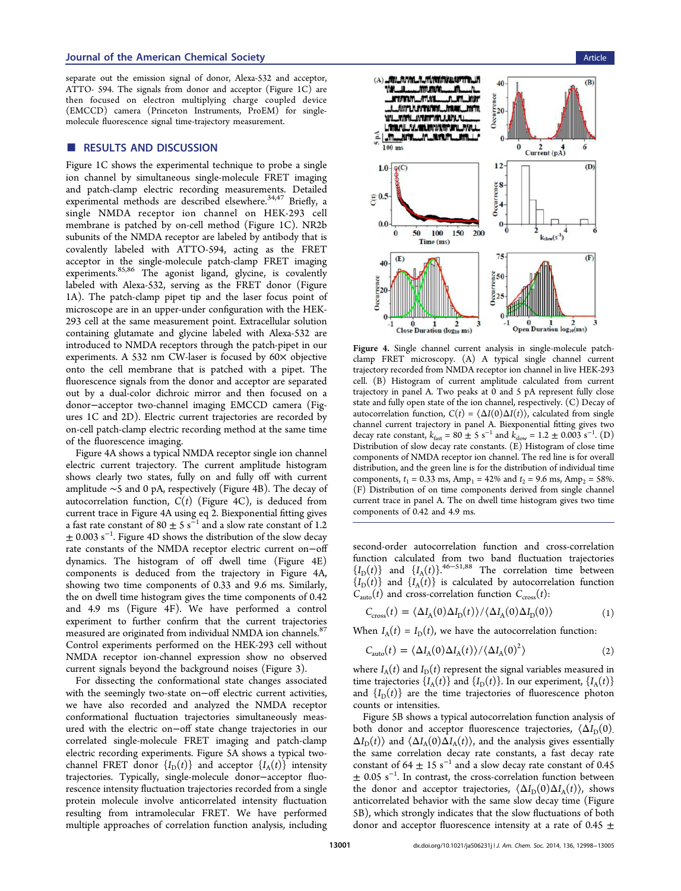separate out the emission signal of donor, Alexa-532 and acceptor, ATTO- 594. The signals from donor and acceptor (Figure 1C) are then focused on electron multiplying charge coupled device (EMCCD) camera (Princeton Instruments, ProEM) for single-molecule fluorescence signal time-trajectory measurement.

## ■ RESULTS AND DISCUSSION

Figure 1C shows the experimental technique to probe a single ion channel by simultaneous single-molecule FRET imaging and patch-clamp electric recording measurements. Detailed experimental methods are described elsewhere.[34,47] Briefly, a single NMDA receptor ion channel on HEK-293 cell membrane is patched by on-cell method (Figure 1C). NR2b subunits of the NMDA receptor are labeled by antibody that is covalently labeled with ATTO-594, acting as the FRET acceptor in the single-molecule patch-clamp FRET imaging experiments.[85,86] The agonist ligand, glycine, is covalently labeled with Alexa-532, serving as the FRET donor (Figure 1A). The patch-clamp pipet tip and the laser focus point of microscope are in an upper-under configuration with the HEK-293 cell at the same measurement point. Extracellular solution containing glutamate and glycine labeled with Alexa-532 are introduced to NMDA receptors through the patch-pipet in our experiments. A 532 nm CW-laser is focused by 60× objective onto the cell membrane that is patched with a pipet. The fluorescence signals from the donor and acceptor are separated out by a dual-color dichroic mirror and then focused on a donor–acceptor two-channel imaging EMCCD camera (Figures 1C and 2D). Electric current trajectories are recorded by on-cell patch-clamp electric recording method at the same time of the fluorescence imaging.

Figure 4A shows a typical NMDA receptor single ion channel electric current trajectory. The current amplitude histogram shows clearly two states, fully on and fully off with current amplitude ~5 and 0 pA, respectively (Figure 4B). The decay of autocorrelation function, $C(t)$ (Figure 4C), is deduced from current trace in Figure 4A using eq 2. Biexponential fitting gives a fast rate constant of $80 \pm 5$ s$^{-1}$ and a slow rate constant of $1.2 \pm 0.003$ s$^{-1}$. Figure 4D shows the distribution of the slow decay rate constants of the NMDA receptor electric current on–off dynamics. The histogram of off dwell time (Figure 4E) components is deduced from the trajectory in Figure 4A, showing two time components of 0.33 and 9.6 ms. Similarly, the on dwell time histogram gives the time components of 0.42 and 4.9 ms (Figure 4F). We have performed a control experiment to further confirm that the current trajectories measured are originated from individual NMDA ion channels.[87] Control experiments performed on the HEK-293 cell without NMDA receptor ion-channel expression show no observed current signals beyond the background noises (Figure 3).

For dissecting the conformational state changes associated with the seemingly two-state on–off electric current activities, we have also recorded and analyzed the NMDA receptor conformational fluctuation trajectories simultaneously measured with the electric on–off state change trajectories in our correlated single-molecule FRET imaging and patch-clamp electric recording experiments. Figure 5A shows a typical two-channel FRET donor $\{I_D(t)\}$ and acceptor $\{I_A(t)\}$ intensity trajectories. Typically, single-molecule donor–acceptor fluorescence intensity fluctuation trajectories recorded from a single protein molecule involve anticorrelated intensity fluctuation resulting from intramolecular FRET. We have performed multiple approaches of correlation function analysis, including

Figure 4. Single channel current analysis in single-molecule patch-clamp FRET microscopy. (A) A typical single channel current trajectory recorded from NMDA receptor ion channel in live HEK-293 cell. (B) Histogram of current amplitude calculated from current trajectory in panel A. Two peaks at 0 and 5 pA represent fully close state and fully open state of the ion channel, respectively. (C) Decay of autocorrelation function, $C(t) = \langle \Delta I(0)\Delta I(t)\rangle$, calculated from single channel current trajectory in panel A. Biexponential fitting gives two decay rate constant, $k_{fast} = 80 \pm 5$ s$^{-1}$ and $k_{slow} = 1.2 \pm 0.003$ s$^{-1}$. (D) Distribution of slow decay rate constants. (E) Histogram of close time components of NMDA receptor ion channel. The red line is for overall distribution, and the green line is for the distribution of individual time components, $t_1 = 0.33$ ms, Amp$_1$ = 42% and $t_2 = 9.6$ ms, Amp$_2$ = 58%. (F) Distribution of on time components derived from single channel current trace in panel A. The on dwell time histogram gives two time components of 0.42 and 4.9 ms.

second-order autocorrelation function and cross-correlation function calculated from two band fluctuation trajectories $\{I_D(t)\}$ and $\{I_A(t)\}$.[46–51,88] The correlation time between $\{I_D(t)\}$ and $\{I_A(t)\}$ is calculated by autocorrelation function $C_{auto}(t)$ and cross-correlation function $C_{cross}(t)$:

$$C_{cross}(t) = \langle \Delta I_A(0)\Delta I_D(t)\rangle / \langle \Delta I_A(0)\Delta I_D(0)\rangle \quad (1)$$

When $I_A(t) = I_D(t)$, we have the autocorrelation function:

$$C_{auto}(t) = \langle \Delta I_A(0)\Delta I_A(t)\rangle / \langle \Delta I_A(0)^2\rangle \quad (2)$$

where $I_A(t)$ and $I_D(t)$ represent the signal variables measured in time trajectories $\{I_A(t)\}$ and $\{I_D(t)\}$. In our experiment, $\{I_A(t)\}$ and $\{I_D(t)\}$ are the time trajectories of fluorescence photon counts or intensities.

Figure 5B shows a typical autocorrelation function analysis of both donor and acceptor fluorescence trajectories, $\langle \Delta I_D(0)\Delta I_D(t)\rangle$ and $\langle \Delta I_A(0)\Delta I_A(t)\rangle$, and the analysis gives essentially the same correlation decay rate constants, a fast decay rate constant of $64 \pm 15$ s$^{-1}$ and a slow decay rate constant of $0.45 \pm 0.05$ s$^{-1}$. In contrast, the cross-correlation function between the donor and acceptor trajectories, $\langle \Delta I_D(0)\Delta I_A(t)\rangle$, shows anticorrelated behavior with the same slow decay time (Figure 5B), which strongly indicates that the slow fluctuations of both donor and acceptor fluorescence intensity at a rate of 0.45 ±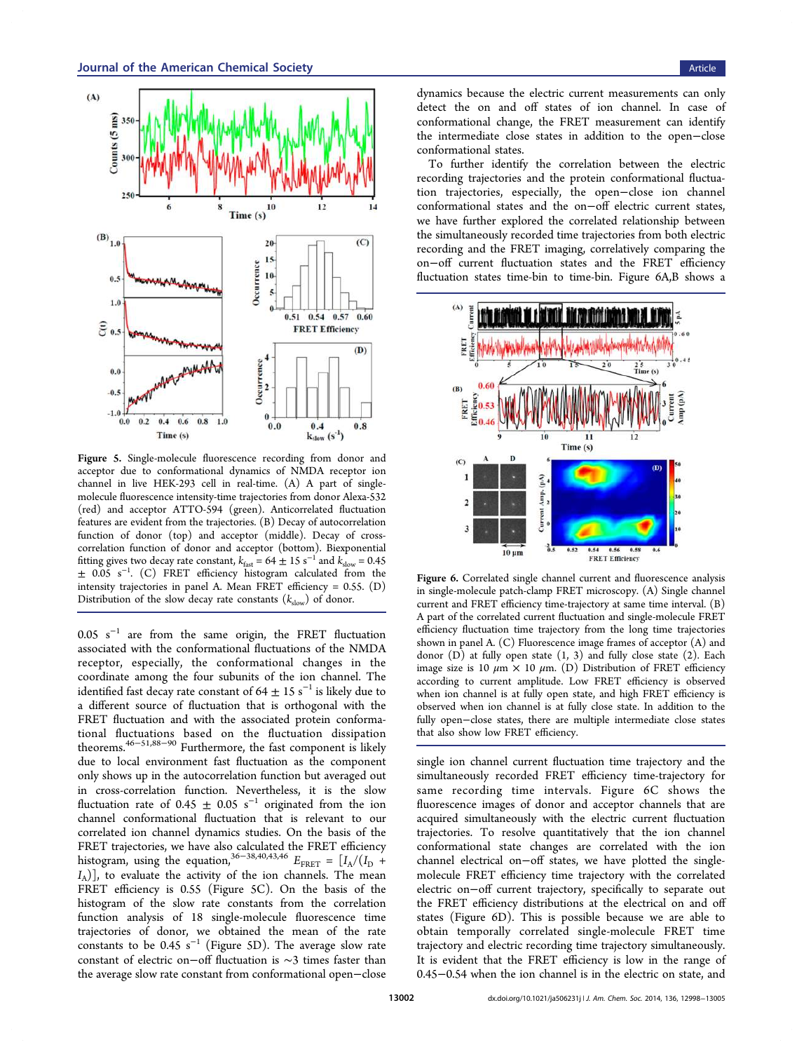Figure 5. Single-molecule fluorescence recording from donor and acceptor due to conformational dynamics of NMDA receptor ion channel in live HEK-293 cell in real-time. (A) A part of single-molecule fluorescence intensity-time trajectories from donor Alexa-532 (red) and acceptor ATTO-594 (green). Anticorrelated fluctuation features are evident from the trajectories. (B) Decay of autocorrelation function of donor (top) and acceptor (middle). Decay of cross-correlation function of donor and acceptor (bottom). Biexponential fitting gives two decay rate constant, $k_{fast} = 64 \pm 15$ $s^{-1}$ and $k_{slow} = 0.45 \pm 0.05$ $s^{-1}$. (C) FRET efficiency histogram calculated from the intensity trajectories in panel A. Mean FRET efficiency = 0.55. (D) Distribution of the slow decay rate constants ($k_{slow}$) of donor.

0.05 $s^{-1}$ are from the same origin, the FRET fluctuation associated with the conformational fluctuations of the NMDA receptor, especially, the conformational changes in the coordinate among the four subunits of the ion channel. The identified fast decay rate constant of $64 \pm 15$ $s^{-1}$ is likely due to a different source of fluctuation that is orthogonal with the FRET fluctuation and with the associated protein conformational fluctuations based on the fluctuation dissipation theorems.[46−51,88−90] Furthermore, the fast component is likely due to local environment fast fluctuation as the component only shows up in the autocorrelation function but averaged out in cross-correlation function. Nevertheless, it is the slow fluctuation rate of $0.45 \pm 0.05$ $s^{-1}$ originated from the ion channel conformational fluctuation that is relevant to our correlated ion channel dynamics studies. On the basis of the FRET trajectories, we have also calculated the FRET efficiency histogram, using the equation,[36−38,40,43,46] $E_{FRET} = [I_A/(I_D + I_A)]$, to evaluate the activity of the ion channels. The mean FRET efficiency is 0.55 (Figure 5C). On the basis of the histogram of the slow rate constants from the correlation function analysis of 18 single-molecule fluorescence time trajectories of donor, we obtained the mean of the rate constants to be 0.45 $s^{-1}$ (Figure 5D). The average slow rate constant of electric on−off fluctuation is ∼3 times faster than the average slow rate constant from conformational open−close dynamics because the electric current measurements can only detect the on and off states of ion channel. In case of conformational change, the FRET measurement can identify the intermediate close states in addition to the open−close conformational states.

To further identify the correlation between the electric recording trajectories and the protein conformational fluctuation trajectories, especially, the open−close ion channel conformational states and the on−off electric current states, we have further explored the correlated relationship between the simultaneously recorded time trajectories from both electric recording and the FRET imaging, correlatively comparing the on−off current fluctuation states and the FRET efficiency fluctuation states time-bin to time-bin. Figure 6A,B shows a single ion channel current fluctuation time trajectory and the simultaneously recorded FRET efficiency time-trajectory for same recording time intervals. Figure 6C shows the fluorescence images of donor and acceptor channels that are acquired simultaneously with the electric current fluctuation trajectories. To resolve quantitatively that the ion channel conformational state changes are correlated with the ion channel electrical on−off states, we have plotted the single-molecule FRET efficiency time trajectory with the correlated electric on−off current trajectory, specifically to separate out the FRET efficiency distributions at the electrical on and off states (Figure 6D). This is possible because we are able to obtain temporally correlated single-molecule FRET time trajectory and electric recording time trajectory simultaneously. It is evident that the FRET efficiency is low in the range of 0.45−0.54 when the ion channel is in the electric on state, and

Figure 6. Correlated single channel current and fluorescence analysis in single-molecule patch-clamp FRET microscopy. (A) Single channel current and FRET efficiency time-trajectory at same time interval. (B) A part of the correlated current fluctuation and single-molecule FRET efficiency fluctuation time trajectory from the long time trajectories shown in panel A. (C) Fluorescence image frames of acceptor (A) and donor (D) at fully open state (1, 3) and fully close state (2). Each image size is 10 μm × 10 μm. (D) Distribution of FRET efficiency according to current amplitude. Low FRET efficiency is observed when ion channel is at fully open state, and high FRET efficiency is observed when ion channel is at fully close state. In addition to the fully open−close states, there are multiple intermediate close states that also show low FRET efficiency.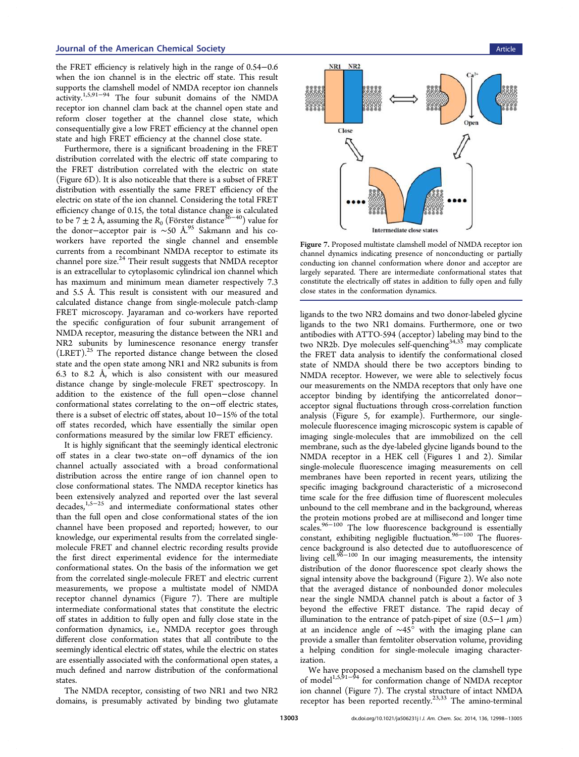the FRET efficiency is relatively high in the range of 0.54−0.6 when the ion channel is in the electric off state. This result supports the clamshell model of NMDA receptor ion channels activity.[1,5,91−94] The four subunit domains of the NMDA receptor ion channel clam back at the channel open state and reform closer together at the channel close state, which consequentially give a low FRET efficiency at the channel open state and high FRET efficiency at the channel close state.

Furthermore, there is a significant broadening in the FRET distribution correlated with the electric off state comparing to the FRET distribution correlated with the electric on state (Figure 6D). It is also noticeable that there is a subset of FRET distribution with essentially the same FRET efficiency of the electric on state of the ion channel. Considering the total FRET efficiency change of 0.15, the total distance change is calculated to be 7 ± 2 Å, assuming the $R_0$ (Förster distance[36−40]) value for the donor−acceptor pair is ∼50 Å.[95] Sakmann and his co-workers have reported the single channel and ensemble currents from a recombinant NMDA receptor to estimate its channel pore size.[24] Their result suggests that NMDA receptor is an extracellular to cytoplasomic cylindrical ion channel which has maximum and minimum mean diameter respectively 7.3 and 5.5 Å. This result is consistent with our measured and calculated distance change from single-molecule patch-clamp FRET microscopy. Jayaraman and co-workers have reported the specific configuration of four subunit arrangement of NMDA receptor, measuring the distance between the NR1 and NR2 subunits by luminescence resonance energy transfer (LRET).[25] The reported distance change between the closed state and the open state among NR1 and NR2 subunits is from 6.3 to 8.2 Å, which is also consistent with our measured distance change by single-molecule FRET spectroscopy. In addition to the existence of the full open−close channel conformational states correlating to the on−off electric states, there is a subset of electric off states, about 10−15% of the total off states recorded, which have essentially the similar open conformations measured by the similar low FRET efficiency.

It is highly significant that the seemingly identical electronic off states in a clear two-state on−off dynamics of the ion channel actually associated with a broad conformational distribution across the entire range of ion channel open to close conformational states. The NMDA receptor kinetics has been extensively analyzed and reported over the last several decades,[1,5−25] and intermediate conformational states other than the full open and close conformational states of the ion channel have been proposed and reported; however, to our knowledge, our experimental results from the correlated single-molecule FRET and channel electric recording results provide the first direct experimental evidence for the intermediate conformational states. On the basis of the information we get from the correlated single-molecule FRET and electric current measurements, we propose a multistate model of NMDA receptor channel dynamics (Figure 7). There are multiple intermediate conformational states that constitute the electric off states in addition to fully open and fully close state in the conformation dynamics, i.e., NMDA receptor goes through different close conformation states that all contribute to the seemingly identical electric off states, while the electric on states are essentially associated with the conformational open states, a much defined and narrow distribution of the conformational states.

The NMDA receptor, consisting of two NR1 and two NR2 domains, is presumably activated by binding two glutamate

Figure 7. Proposed multistate clamshell model of NMDA receptor ion channel dynamics indicating presence of nonconducting or partially conducting ion channel conformation where donor and acceptor are largely separated. There are intermediate conformational states that constitute the electrically off states in addition to fully open and fully close states in the conformation dynamics.

ligands to the two NR2 domains and two donor-labeled glycine ligands to the two NR1 domains. Furthermore, one or two antibodies with ATTO-594 (acceptor) labeling may bind to the two NR2b. Dye molecules self-quenching[34,35] may complicate the FRET data analysis to identify the conformational closed state of NMDA should there be two acceptors binding to NMDA receptor. However, we were able to selectively focus our measurements on the NMDA receptors that only have one acceptor binding by identifying the anticorrelated donor−acceptor signal fluctuations through cross-correlation function analysis (Figure 5, for example). Furthermore, our single-molecule fluorescence imaging microscopic system is capable of imaging single-molecules that are immobilized on the cell membrane, such as the dye-labeled glycine ligands bound to the NMDA receptor in a HEK cell (Figures 1 and 2). Similar single-molecule fluorescence imaging measurements on cell membranes have been reported in recent years, utilizing the specific imaging background characteristic of a microsecond time scale for the free diffusion time of fluorescent molecules unbound to the cell membrane and in the background, whereas the protein motions probed are at millisecond and longer time scales.[96−100] The low fluorescence background is essentially constant, exhibiting negligible fluctuation.[96−100] The fluorescence background is also detected due to autofluorescence of living cell.[96−100] In our imaging measurements, the intensity distribution of the donor fluorescence spot clearly shows the signal intensity above the background (Figure 2). We also note that the averaged distance of nonbounded donor molecules near the single NMDA channel patch is about a factor of 3 beyond the effective FRET distance. The rapid decay of illumination to the entrance of patch-pipet of size (0.5−1 μm) at an incidence angle of ∼45° with the imaging plane can provide a smaller than femtoliter observation volume, providing a helping condition for single-molecule imaging characterization.

We have proposed a mechanism based on the clamshell type of model[1,5,91−94] for conformation change of NMDA receptor ion channel (Figure 7). The crystal structure of intact NMDA receptor has been reported recently.[23,33] The amino-terminal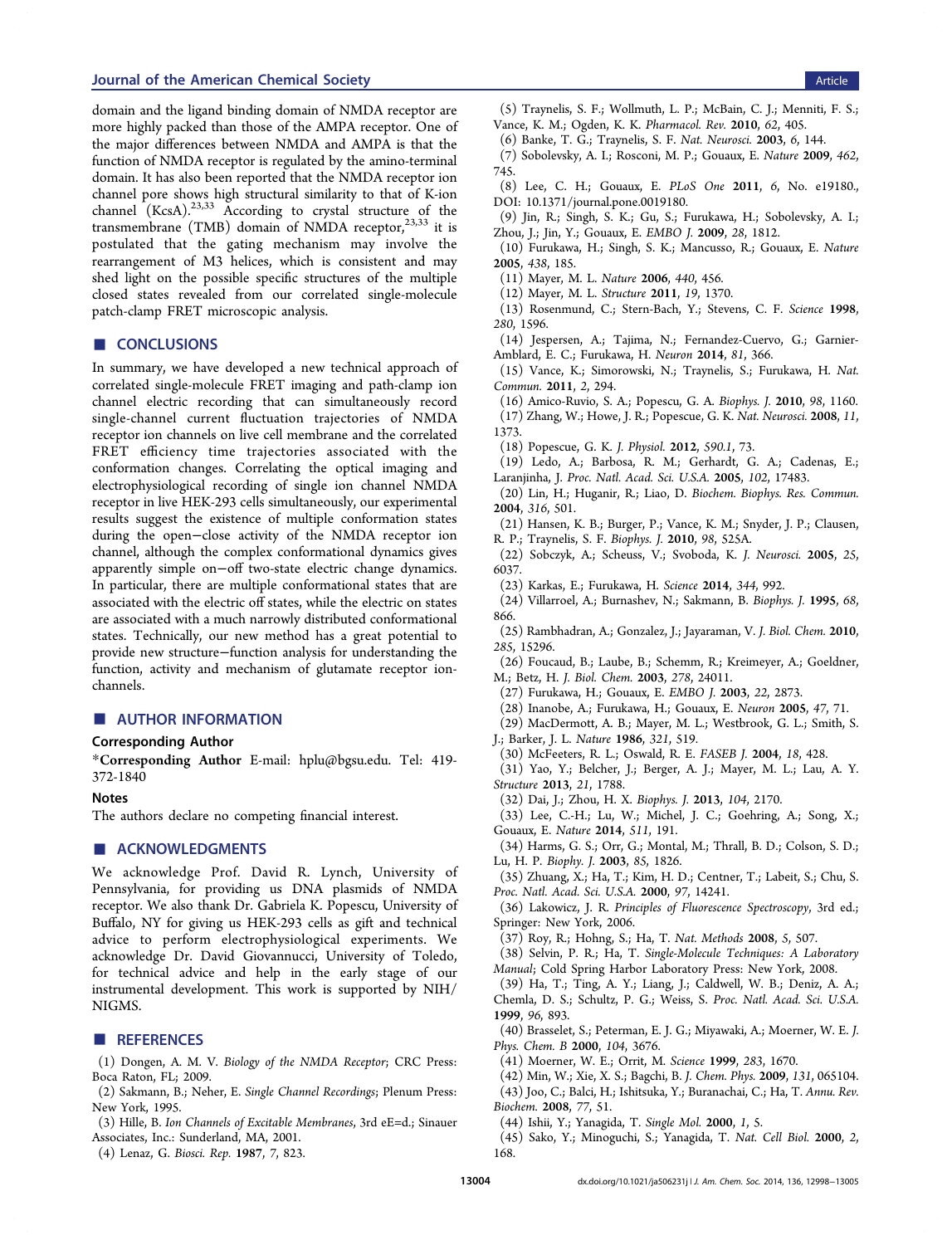domain and the ligand binding domain of NMDA receptor are more highly packed than those of the AMPA receptor. One of the major differences between NMDA and AMPA is that the function of NMDA receptor is regulated by the amino-terminal domain. It has also been reported that the NMDA receptor ion channel pore shows high structural similarity to that of K-ion channel (KcsA).[23,33] According to crystal structure of the transmembrane (TMB) domain of NMDA receptor,[23,33] it is postulated that the gating mechanism may involve the rearrangement of M3 helices, which is consistent and may shed light on the possible specific structures of the multiple closed states revealed from our correlated single-molecule patch-clamp FRET microscopic analysis.

## ■ CONCLUSIONS

In summary, we have developed a new technical approach of correlated single-molecule FRET imaging and path-clamp ion channel electric recording that can simultaneously record single-channel current fluctuation trajectories of NMDA receptor ion channels on live cell membrane and the correlated FRET efficiency time trajectories associated with the conformation changes. Correlating the optical imaging and electrophysiological recording of single ion channel NMDA receptor in live HEK-293 cells simultaneously, our experimental results suggest the existence of multiple conformation states during the open−close activity of the NMDA receptor ion channel, although the complex conformational dynamics gives apparently simple on−off two-state electric change dynamics. In particular, there are multiple conformational states that are associated with the electric off states, while the electric on states are associated with a much narrowly distributed conformational states. Technically, our new method has a great potential to provide new structure−function analysis for understanding the function, activity and mechanism of glutamate receptor ion-channels.

## ■ AUTHOR INFORMATION

### Corresponding Author

***Corresponding Author** E-mail: hplu@bgsu.edu. Tel: 419-372-1840

### Notes

The authors declare no competing financial interest.

## ■ ACKNOWLEDGMENTS

We acknowledge Prof. David R. Lynch, University of Pennsylvania, for providing us DNA plasmids of NMDA receptor. We also thank Dr. Gabriela K. Popescu, University of Buffalo, NY for giving us HEK-293 cells as gift and technical advice to perform electrophysiological experiments. We acknowledge Dr. David Giovannucci, University of Toledo, for technical advice and help in the early stage of our instrumental development. This work is supported by NIH/NIGMS.

## ■ REFERENCES

(1) Dongen, A. M. V. *Biology of the NMDA Receptor*; CRC Press: Boca Raton, FL; 2009.

(2) Sakmann, B.; Neher, E. *Single Channel Recordings*; Plenum Press: New York, 1995.

(3) Hille, B. *Ion Channels of Excitable Membranes*, 3rd eE=d.; Sinauer Associates, Inc.: Sunderland, MA, 2001.

(4) Lenaz, G. *Biosci. Rep.* **1987**, *7*, 823.

(5) Traynelis, S. F.; Wollmuth, L. P.; McBain, C. J.; Menniti, F. S.; Vance, K. M.; Ogden, K. K. *Pharmacol. Rev.* **2010**, *62*, 405.

(6) Banke, T. G.; Traynelis, S. F. *Nat. Neurosci.* **2003**, *6*, 144.

(7) Sobolevsky, A. I.; Rosconi, M. P.; Gouaux, E. *Nature* **2009**, *462*, 745.

(8) Lee, C. H.; Gouaux, E. *PLoS One* **2011**, *6*, No. e19180., DOI: 10.1371/journal.pone.0019180.

(9) Jin, R.; Singh, S. K.; Gu, S.; Furukawa, H.; Sobolevsky, A. I.; Zhou, J.; Jin, Y.; Gouaux, E. *EMBO J.* **2009**, *28*, 1812.

(10) Furukawa, H.; Singh, S. K.; Mancusso, R.; Gouaux, E. *Nature* **2005**, *438*, 185.

(11) Mayer, M. L. *Nature* **2006**, *440*, 456.

(12) Mayer, M. L. *Structure* **2011**, *19*, 1370.

(13) Rosenmund, C.; Stern-Bach, Y.; Stevens, C. F. *Science* **1998**, *280*, 1596.

(14) Jespersen, A.; Tajima, N.; Fernandez-Cuervo, G.; Garnier-Amblard, E. C.; Furukawa, H. *Neuron* **2014**, *81*, 366.

(15) Vance, K.; Simorowski, N.; Traynelis, S.; Furukawa, H. *Nat. Commun.* **2011**, *2*, 294.

(16) Amico-Ruvio, S. A.; Popescu, G. A. *Biophys. J.* **2010**, *98*, 1160.

(17) Zhang, W.; Howe, J. R.; Popescue, G. K. *Nat. Neurosci.* **2008**, *11*, 1373.

(18) Popescue, G. K. *J. Physiol.* **2012**, *590.1*, 73.

(19) Ledo, A.; Barbosa, R. M.; Gerhardt, G. A.; Cadenas, E.; Laranjinha, J. *Proc. Natl. Acad. Sci. U.S.A.* **2005**, *102*, 17483.

(20) Lin, H.; Huganir, R.; Liao, D. *Biochem. Biophys. Res. Commun.* **2004**, *316*, 501.

(21) Hansen, K. B.; Burger, P.; Vance, K. M.; Snyder, J. P.; Clausen, R. P.; Traynelis, S. F. *Biophys. J.* **2010**, *98*, 525A.

(22) Sobczyk, A.; Scheuss, V.; Svoboda, K. *J. Neurosci.* **2005**, *25*, 6037.

(23) Karkas, E.; Furukawa, H. *Science* **2014**, *344*, 992.

(24) Villarroel, A.; Burnashev, N.; Sakmann, B. *Biophys. J.* **1995**, *68*, 866.

(25) Rambhadran, A.; Gonzalez, J.; Jayaraman, V. *J. Biol. Chem.* **2010**, *285*, 15296.

(26) Foucaud, B.; Laube, B.; Schemm, R.; Kreimeyer, A.; Goeldner, M.; Betz, H. *J. Biol. Chem.* **2003**, *278*, 24011.

(27) Furukawa, H.; Gouaux, E. *EMBO J.* **2003**, *22*, 2873.

(28) Inanobe, A.; Furukawa, H.; Gouaux, E. *Neuron* **2005**, *47*, 71.

(29) MacDermott, A. B.; Mayer, M. L.; Westbrook, G. L.; Smith, S. J.; Barker, J. L. *Nature* **1986**, *321*, 519.

(30) McFeeters, R. L.; Oswald, R. E. *FASEB J.* **2004**, *18*, 428.

(31) Yao, Y.; Belcher, J.; Berger, A. J.; Mayer, M. L.; Lau, A. Y. *Structure* **2013**, *21*, 1788.

(32) Dai, J.; Zhou, H. X. *Biophys. J.* **2013**, *104*, 2170.

(33) Lee, C.-H.; Lu, W.; Michel, J. C.; Goehring, A.; Song, X.; Gouaux, E. *Nature* **2014**, *511*, 191.

(34) Harms, G. S.; Orr, G.; Montal, M.; Thrall, B. D.; Colson, S. D.; Lu, H. P. *Biophy. J.* **2003**, *85*, 1826.

(35) Zhuang, X.; Ha, T.; Kim, H. D.; Centner, T.; Labeit, S.; Chu, S. *Proc. Natl. Acad. Sci. U.S.A.* **2000**, *97*, 14241.

(36) Lakowicz, J. R. *Principles of Fluorescence Spectroscopy*, 3rd ed.; Springer: New York, 2006.

(37) Roy, R.; Hohng, S.; Ha, T. *Nat. Methods* **2008**, *5*, 507.

(38) Selvin, P. R.; Ha, T. *Single-Molecule Techniques: A Laboratory Manual*; Cold Spring Harbor Laboratory Press: New York, 2008.

(39) Ha, T.; Ting, A. Y.; Liang, J.; Caldwell, W. B.; Deniz, A. A.; Chemla, D. S.; Schultz, P. G.; Weiss, S. *Proc. Natl. Acad. Sci. U.S.A.* **1999**, *96*, 893.

(40) Brasselet, S.; Peterman, E. J. G.; Miyawaki, A.; Moerner, W. E. *J. Phys. Chem. B* **2000**, *104*, 3676.

(41) Moerner, W. E.; Orrit, M. *Science* **1999**, *283*, 1670.

(42) Min, W.; Xie, X. S.; Bagchi, B. *J. Chem. Phys.* **2009**, *131*, 065104.

(43) Joo, C.; Balci, H.; Ishitsuka, Y.; Buranachai, C.; Ha, T. *Annu. Rev. Biochem.* **2008**, *77*, 51.

(44) Ishii, Y.; Yanagida, T. *Single Mol.* **2000**, *1*, 5.

(45) Sako, Y.; Minoguchi, S.; Yanagida, T. *Nat. Cell Biol.* **2000**, *2*, 168.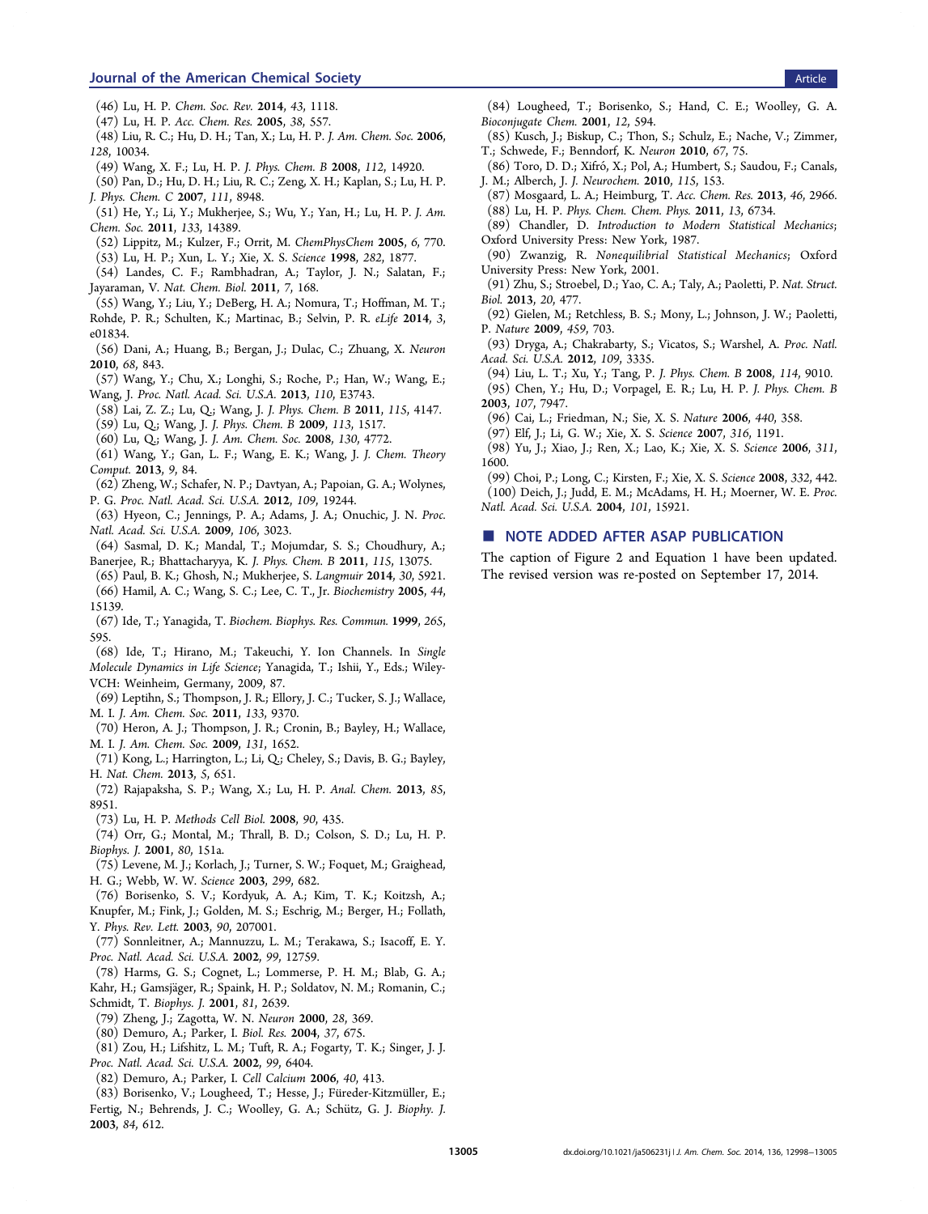(46) Lu, H. P. *Chem. Soc. Rev.* **2014**, *43*, 1118.

(47) Lu, H. P. *Acc. Chem. Res.* **2005**, *38*, 557.

(48) Liu, R. C.; Hu, D. H.; Tan, X.; Lu, H. P. *J. Am. Chem. Soc.* **2006**, *128*, 10034.

(49) Wang, X. F.; Lu, H. P. *J. Phys. Chem. B* **2008**, *112*, 14920.

(50) Pan, D.; Hu, D. H.; Liu, R. C.; Zeng, X. H.; Kaplan, S.; Lu, H. P. *J. Phys. Chem. C* **2007**, *111*, 8948.

(51) He, Y.; Li, Y.; Mukherjee, S.; Wu, Y.; Yan, H.; Lu, H. P. *J. Am. Chem. Soc.* **2011**, *133*, 14389.

(52) Lippitz, M.; Kulzer, F.; Orrit, M. *ChemPhysChem* **2005**, *6*, 770.

(53) Lu, H. P.; Xun, L. Y.; Xie, X. S. *Science* **1998**, *282*, 1877.

(54) Landes, C. F.; Rambhadran, A.; Taylor, J. N.; Salatan, F.; Jayaraman, V. *Nat. Chem. Biol.* **2011**, *7*, 168.

(55) Wang, Y.; Liu, Y.; DeBerg, H. A.; Nomura, T.; Hoffman, M. T.; Rohde, P. R.; Schulten, K.; Martinac, B.; Selvin, P. R. *eLife* **2014**, *3*, e01834.

(56) Dani, A.; Huang, B.; Bergan, J.; Dulac, C.; Zhuang, X. *Neuron* **2010**, *68*, 843.

(57) Wang, Y.; Chu, X.; Longhi, S.; Roche, P.; Han, W.; Wang, E.; Wang, J. *Proc. Natl. Acad. Sci. U.S.A.* **2013**, *110*, E3743.

(58) Lai, Z. Z.; Lu, Q.; Wang, J. *J. Phys. Chem. B* **2011**, *115*, 4147.

(59) Lu, Q.; Wang, J. *J. Phys. Chem. B* **2009**, *113*, 1517.

(60) Lu, Q.; Wang, J. *J. Am. Chem. Soc.* **2008**, *130*, 4772.

(61) Wang, Y.; Gan, L. F.; Wang, E. K.; Wang, J. *J. Chem. Theory Comput.* **2013**, *9*, 84.

(62) Zheng, W.; Schafer, N. P.; Davtyan, A.; Papoian, G. A.; Wolynes, P. G. *Proc. Natl. Acad. Sci. U.S.A.* **2012**, *109*, 19244.

(63) Hyeon, C.; Jennings, P. A.; Adams, J. A.; Onuchic, J. N. *Proc. Natl. Acad. Sci. U.S.A.* **2009**, *106*, 3023.

(64) Sasmal, D. K.; Mandal, T.; Mojumdar, S. S.; Choudhury, A.; Banerjee, R.; Bhattacharyya, K. *J. Phys. Chem. B* **2011**, *115*, 13075.

(65) Paul, B. K.; Ghosh, N.; Mukherjee, S. *Langmuir* **2014**, *30*, 5921.

(66) Hamil, A. C.; Wang, S. C.; Lee, C. T., Jr. *Biochemistry* **2005**, *44*, 15139.

(67) Ide, T.; Yanagida, T. *Biochem. Biophys. Res. Commun.* **1999**, *265*, 595.

(68) Ide, T.; Hirano, M.; Takeuchi, Y. Ion Channels. In *Single Molecule Dynamics in Life Science*; Yanagida, T.; Ishii, Y., Eds.; Wiley-VCH: Weinheim, Germany, 2009, 87.

(69) Leptihn, S.; Thompson, J. R.; Ellory, J. C.; Tucker, S. J.; Wallace, M. I. *J. Am. Chem. Soc.* **2011**, *133*, 9370.

(70) Heron, A. J.; Thompson, J. R.; Cronin, B.; Bayley, H.; Wallace, M. I. *J. Am. Chem. Soc.* **2009**, *131*, 1652.

(71) Kong, L.; Harrington, L.; Li, Q.; Cheley, S.; Davis, B. G.; Bayley, H. *Nat. Chem.* **2013**, *5*, 651.

(72) Rajapaksha, S. P.; Wang, X.; Lu, H. P. *Anal. Chem.* **2013**, *85*, 8951.

(73) Lu, H. P. *Methods Cell Biol.* **2008**, *90*, 435.

(74) Orr, G.; Montal, M.; Thrall, B. D.; Colson, S. D.; Lu, H. P. *Biophys. J.* **2001**, *80*, 151a.

(75) Levene, M. J.; Korlach, J.; Turner, S. W.; Foquet, M.; Graighead, H. G.; Webb, W. W. *Science* **2003**, *299*, 682.

(76) Borisenko, S. V.; Kordyuk, A. A.; Kim, T. K.; Koitzsh, A.; Knupfer, M.; Fink, J.; Golden, M. S.; Eschrig, M.; Berger, H.; Follath, Y. *Phys. Rev. Lett.* **2003**, *90*, 207001.

(77) Sonnleitner, A.; Mannuzzu, L. M.; Terakawa, S.; Isacoff, E. Y. *Proc. Natl. Acad. Sci. U.S.A.* **2002**, *99*, 12759.

(78) Harms, G. S.; Cognet, L.; Lommerse, P. H. M.; Blab, G. A.; Kahr, H.; Gamsjäger, R.; Spaink, H. P.; Soldatov, N. M.; Romanin, C.; Schmidt, T. *Biophys. J.* **2001**, *81*, 2639.

(79) Zheng, J.; Zagotta, W. N. *Neuron* **2000**, *28*, 369.

(80) Demuro, A.; Parker, I. *Biol. Res.* **2004**, *37*, 675.

(81) Zou, H.; Lifshitz, L. M.; Tuft, R. A.; Fogarty, T. K.; Singer, J. J. *Proc. Natl. Acad. Sci. U.S.A.* **2002**, *99*, 6404.

(82) Demuro, A.; Parker, I. *Cell Calcium* **2006**, *40*, 413.

(83) Borisenko, V.; Lougheed, T.; Hesse, J.; Füreder-Kitzmüller, E.; Fertig, N.; Behrends, J. C.; Woolley, G. A.; Schütz, G. J. *Biophy. J.* **2003**, *84*, 612.

(84) Lougheed, T.; Borisenko, S.; Hand, C. E.; Woolley, G. A. *Bioconjugate Chem.* **2001**, *12*, 594.

(85) Kusch, J.; Biskup, C.; Thon, S.; Schulz, E.; Nache, V.; Zimmer, T.; Schwede, F.; Benndorf, K. *Neuron* **2010**, *67*, 75.

(86) Toro, D. D.; Xifró, X.; Pol, A.; Humbert, S.; Saudou, F.; Canals, J. M.; Alberch, J. *J. Neurochem.* **2010**, *115*, 153.

(87) Mosgaard, L. A.; Heimburg, T. *Acc. Chem. Res.* **2013**, *46*, 2966.

(88) Lu, H. P. *Phys. Chem. Chem. Phys.* **2011**, *13*, 6734.

(89) Chandler, D. *Introduction to Modern Statistical Mechanics*; Oxford University Press: New York, 1987.

(90) Zwanzig, R. *Nonequilibrial Statistical Mechanics*; Oxford University Press: New York, 2001.

(91) Zhu, S.; Stroebel, D.; Yao, C. A.; Taly, A.; Paoletti, P. *Nat. Struct. Biol.* **2013**, *20*, 477.

(92) Gielen, M.; Retchless, B. S.; Mony, L.; Johnson, J. W.; Paoletti, P. *Nature* **2009**, *459*, 703.

(93) Dryga, A.; Chakrabarty, S.; Vicatos, S.; Warshel, A. *Proc. Natl. Acad. Sci. U.S.A.* **2012**, *109*, 3335.

(94) Liu, L. T.; Xu, Y.; Tang, P. *J. Phys. Chem. B* **2008**, *114*, 9010.

(95) Chen, Y.; Hu, D.; Vorpagel, E. R.; Lu, H. P. *J. Phys. Chem. B* **2003**, *107*, 7947.

(96) Cai, L.; Friedman, N.; Sie, X. S. *Nature* **2006**, *440*, 358.

(97) Elf, J.; Li, G. W.; Xie, X. S. *Science* **2007**, *316*, 1191.

(98) Yu, J.; Xiao, J.; Ren, X.; Lao, K.; Xie, X. S. *Science* **2006**, *311*, 1600.

(99) Choi, P.; Long, C.; Kirsten, F.; Xie, X. S. *Science* **2008**, *332*, 442.

(100) Deich, J.; Judd, E. M.; McAdams, H. H.; Moerner, W. E. *Proc. Natl. Acad. Sci. U.S.A.* **2004**, *101*, 15921.

## NOTE ADDED AFTER ASAP PUBLICATION

The caption of Figure 2 and Equation 1 have been updated. The revised version was re-posted on September 17, 2014.